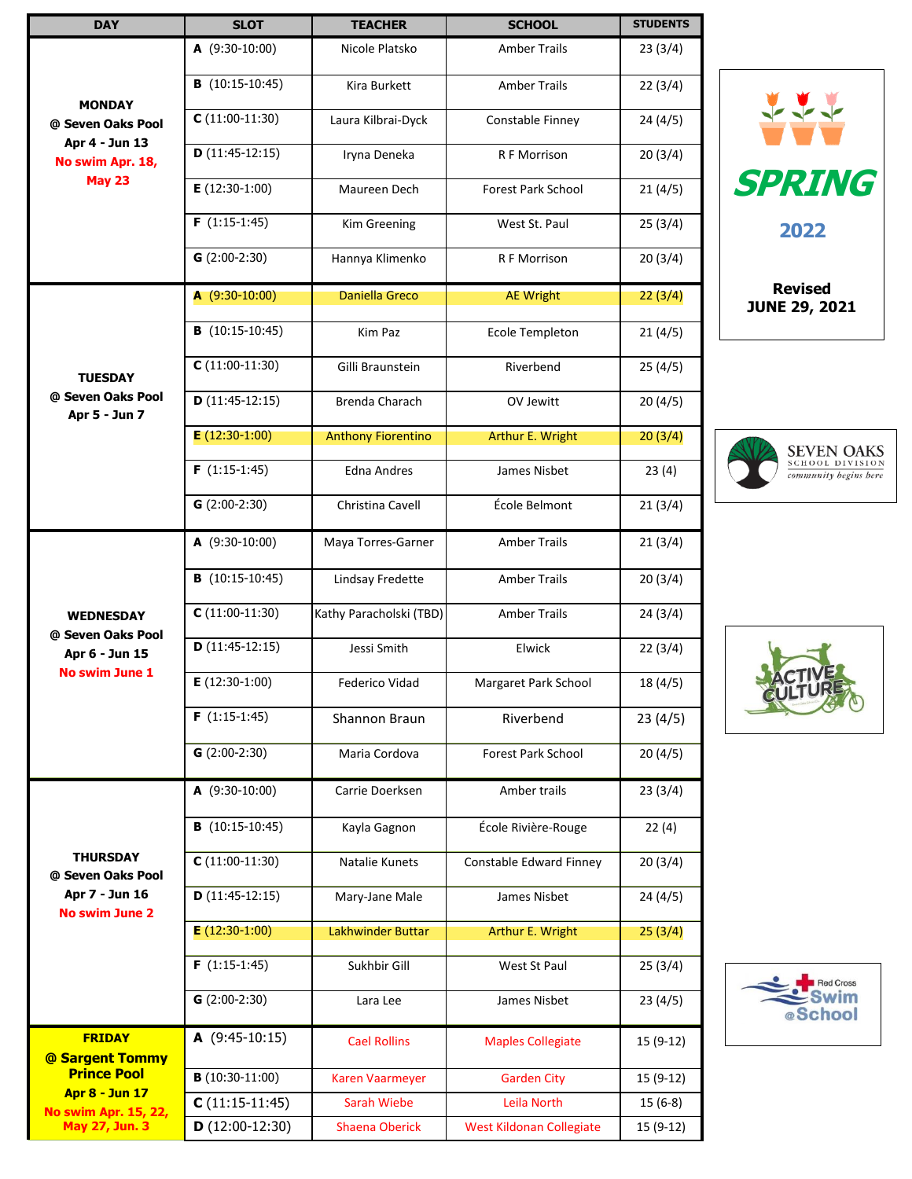| DAY | SLOT | TEACHER | SCHOOL | STUDENTS |
|---|---|---|---|---|
| **MONDAY @ Seven Oaks Pool Apr 4 - Jun 13** **No swim Apr. 18, May 23** | **A** (9:30-10:00) | Nicole Platsko | Amber Trails | 23 (3/4) |
| | **B** (10:15-10:45) | Kira Burkett | Amber Trails | 22 (3/4) |
| | **C** (11:00-11:30) | Laura Kilbrai-Dyck | Constable Finney | 24 (4/5) |
| | **D** (11:45-12:15) | Iryna Deneka | R F Morrison | 20 (3/4) |
| | **E** (12:30-1:00) | Maureen Dech | Forest Park School | 21 (4/5) |
| | **F** (1:15-1:45) | Kim Greening | West St. Paul | 25 (3/4) |
| | **G** (2:00-2:30) | Hannya Klimenko | R F Morrison | 20 (3/4) |
| **TUESDAY @ Seven Oaks Pool Apr 5 - Jun 7** | **A** (9:30-10:00) | Daniella Greco | AE Wright | 22 (3/4) |
| | **B** (10:15-10:45) | Kim Paz | Ecole Templeton | 21 (4/5) |
| | **C** (11:00-11:30) | Gilli Braunstein | Riverbend | 25 (4/5) |
| | **D** (11:45-12:15) | Brenda Charach | OV Jewitt | 20 (4/5) |
| | **E** (12:30-1:00) | Anthony Fiorentino | Arthur E. Wright | 20 (3/4) |
| | **F** (1:15-1:45) | Edna Andres | James Nisbet | 23 (4) |
| | **G** (2:00-2:30) | Christina Cavell | École Belmont | 21 (3/4) |
| **WEDNESDAY @ Seven Oaks Pool Apr 6 - Jun 15** **No swim June 1** | **A** (9:30-10:00) | Maya Torres-Garner | Amber Trails | 21 (3/4) |
| | **B** (10:15-10:45) | Lindsay Fredette | Amber Trails | 20 (3/4) |
| | **C** (11:00-11:30) | Kathy Paracholski (TBD) | Amber Trails | 24 (3/4) |
| | **D** (11:45-12:15) | Jessi Smith | Elwick | 22 (3/4) |
| | **E** (12:30-1:00) | Federico Vidad | Margaret Park School | 18 (4/5) |
| | **F** (1:15-1:45) | Shannon Braun | Riverbend | 23 (4/5) |
| | **G** (2:00-2:30) | Maria Cordova | Forest Park School | 20 (4/5) |
| **THURSDAY @ Seven Oaks Pool Apr 7 - Jun 16** **No swim June 2** | **A** (9:30-10:00) | Carrie Doerksen | Amber trails | 23 (3/4) |
| | **B** (10:15-10:45) | Kayla Gagnon | École Rivière-Rouge | 22 (4) |
| | **C** (11:00-11:30) | Natalie Kunets | Constable Edward Finney | 20 (3/4) |
| | **D** (11:45-12:15) | Mary-Jane Male | James Nisbet | 24 (4/5) |
| | **E** (12:30-1:00) | Lakhwinder Buttar | Arthur E. Wright | 25 (3/4) |
| | **F** (1:15-1:45) | Sukhbir Gill | West St Paul | 25 (3/4) |
| | **G** (2:00-2:30) | Lara Lee | James Nisbet | 23 (4/5) |
| **FRIDAY @ Sargent Tommy Prince Pool Apr 8 - Jun 17** **No swim Apr. 15, 22, May 27, Jun. 3** | **A** (9:45-10:15) | Cael Rollins | Maples Collegiate | 15 (9-12) |
| | **B** (10:30-11:00) | Karen Vaarmeyer | Garden City | 15 (9-12) |
| | **C** (11:15-11:45) | Sarah Wiebe | Leila North | 15 (6-8) |
| | **D** (12:00-12:30) | Shaena Oberick | West Kildonan Collegiate | 15 (9-12) |

**SPRING**

**2022**

**Revised JUNE 29, 2021**

SEVEN OAKS SCHOOL DIVISION
community begins here

ACTIVE CULTURE

Red Cross Swim @School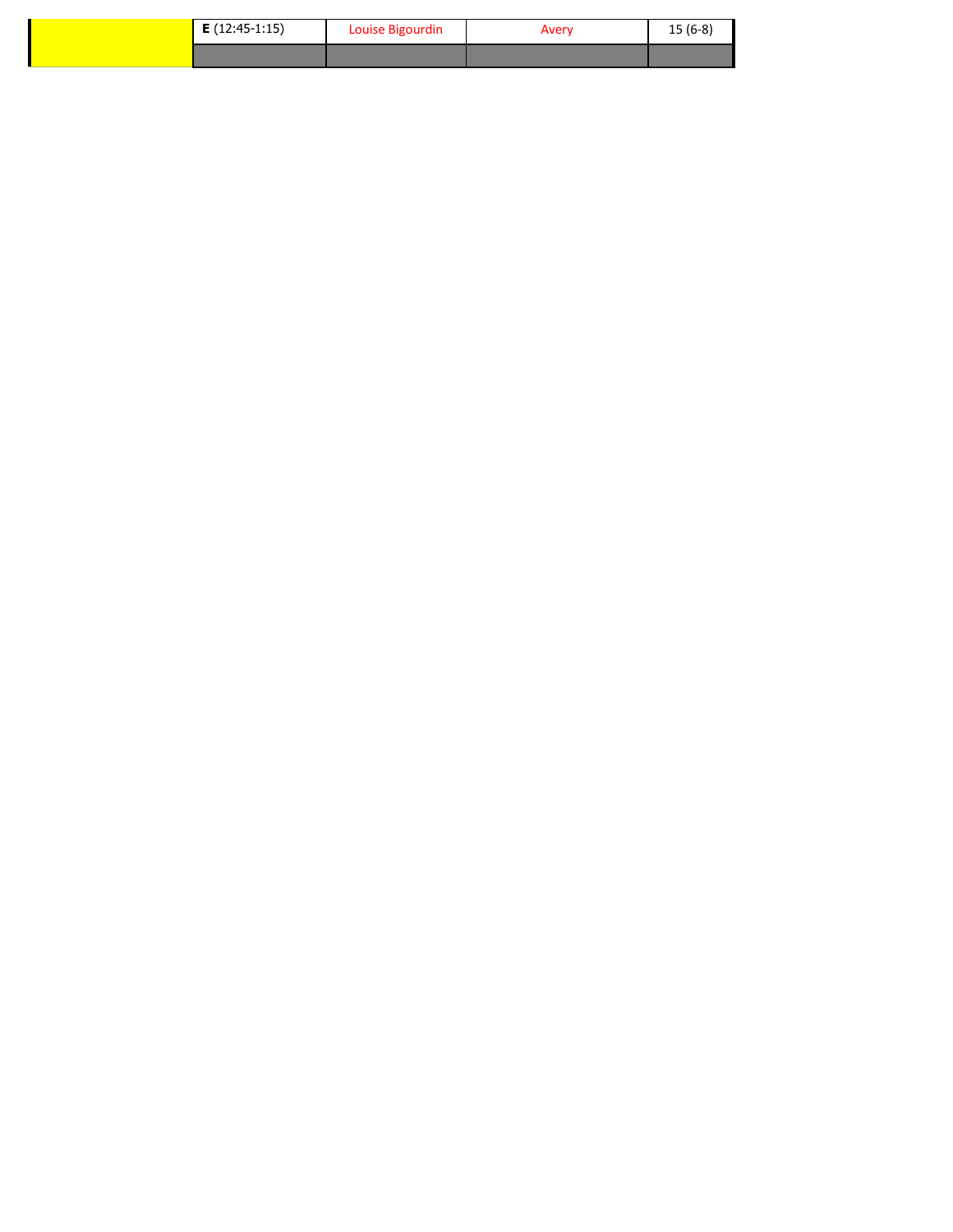| | | | | |
|---|---|---|---|---|
| | **E** (12:45-1:15) | Louise Bigourdin | Avery | 15 (6-8) |
| | | | | |